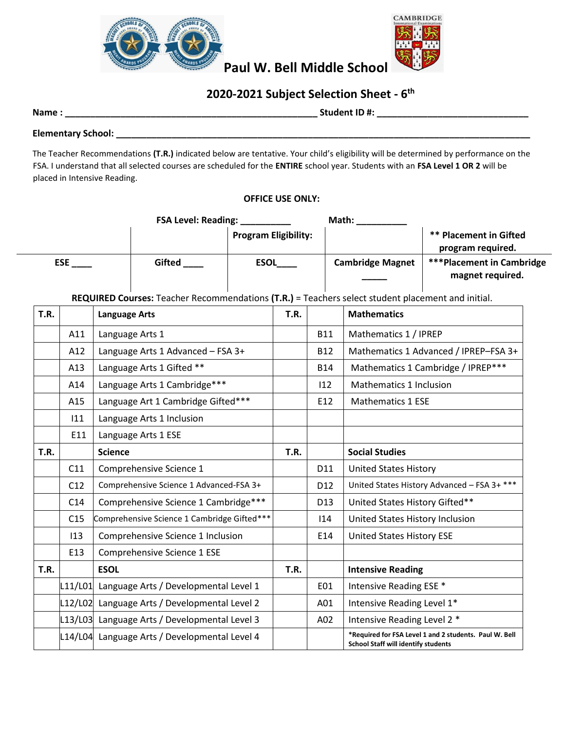# Paul W. Bell Middle School

## 2020-2021 Subject Selection Sheet - 6th

**Name : ___________________________________________________ Student ID #: ______________________________**

**Elementary School: ______________________________________________________________________________________**

The Teacher Recommendations **(T.R.)** indicated below are tentative. Your child's eligibility will be determined by performance on the FSA. I understand that all selected courses are scheduled for the **ENTIRE** school year. Students with an **FSA Level 1 OR 2** will be placed in Intensive Reading.

**OFFICE USE ONLY:**

**FSA Level: Reading: __________ Math: __________**

| | | **Program Eligibility:** | | **** Placement in Gifted program required.** |
|---|---|---|---|---|
| **ESE ____** | **Gifted ____** | **ESOL____** | **Cambridge Magnet _____** | ***\*\*\*Placement in Cambridge magnet required.** |

**REQUIRED Courses:** Teacher Recommendations **(T.R.)** = Teachers select student placement and initial.

| T.R. | | Language Arts | T.R. | | Mathematics |
|---|---|---|---|---|---|
| | A11 | Language Arts 1 | | B11 | Mathematics 1 / IPREP |
| | A12 | Language Arts 1 Advanced – FSA 3+ | | B12 | Mathematics 1 Advanced / IPREP–FSA 3+ |
| | A13 | Language Arts 1 Gifted ** | | B14 | Mathematics 1 Cambridge / IPREP*** |
| | A14 | Language Arts 1 Cambridge*** | | I12 | Mathematics 1 Inclusion |
| | A15 | Language Art 1 Cambridge Gifted*** | | E12 | Mathematics 1 ESE |
| | I11 | Language Arts 1 Inclusion | | | |
| | E11 | Language Arts 1 ESE | | | |
| **T.R.** | | **Science** | **T.R.** | | **Social Studies** |
| | C11 | Comprehensive Science 1 | | D11 | United States History |
| | C12 | Comprehensive Science 1 Advanced-FSA 3+ | | D12 | United States History Advanced – FSA 3+ *** |
| | C14 | Comprehensive Science 1 Cambridge*** | | D13 | United States History Gifted** |
| | C15 | Comprehensive Science 1 Cambridge Gifted*** | | I14 | United States History Inclusion |
| | I13 | Comprehensive Science 1 Inclusion | | E14 | United States History ESE |
| | E13 | Comprehensive Science 1 ESE | | | |
| **T.R.** | | **ESOL** | **T.R.** | | **Intensive Reading** |
| | L11/L01 | Language Arts / Developmental Level 1 | | E01 | Intensive Reading ESE * |
| | L12/L02 | Language Arts / Developmental Level 2 | | A01 | Intensive Reading Level 1* |
| | L13/L03 | Language Arts / Developmental Level 3 | | A02 | Intensive Reading Level 2 * |
| | L14/L04 | Language Arts / Developmental Level 4 | | | ***Required for FSA Level 1 and 2 students. Paul W. Bell School Staff will identify students** |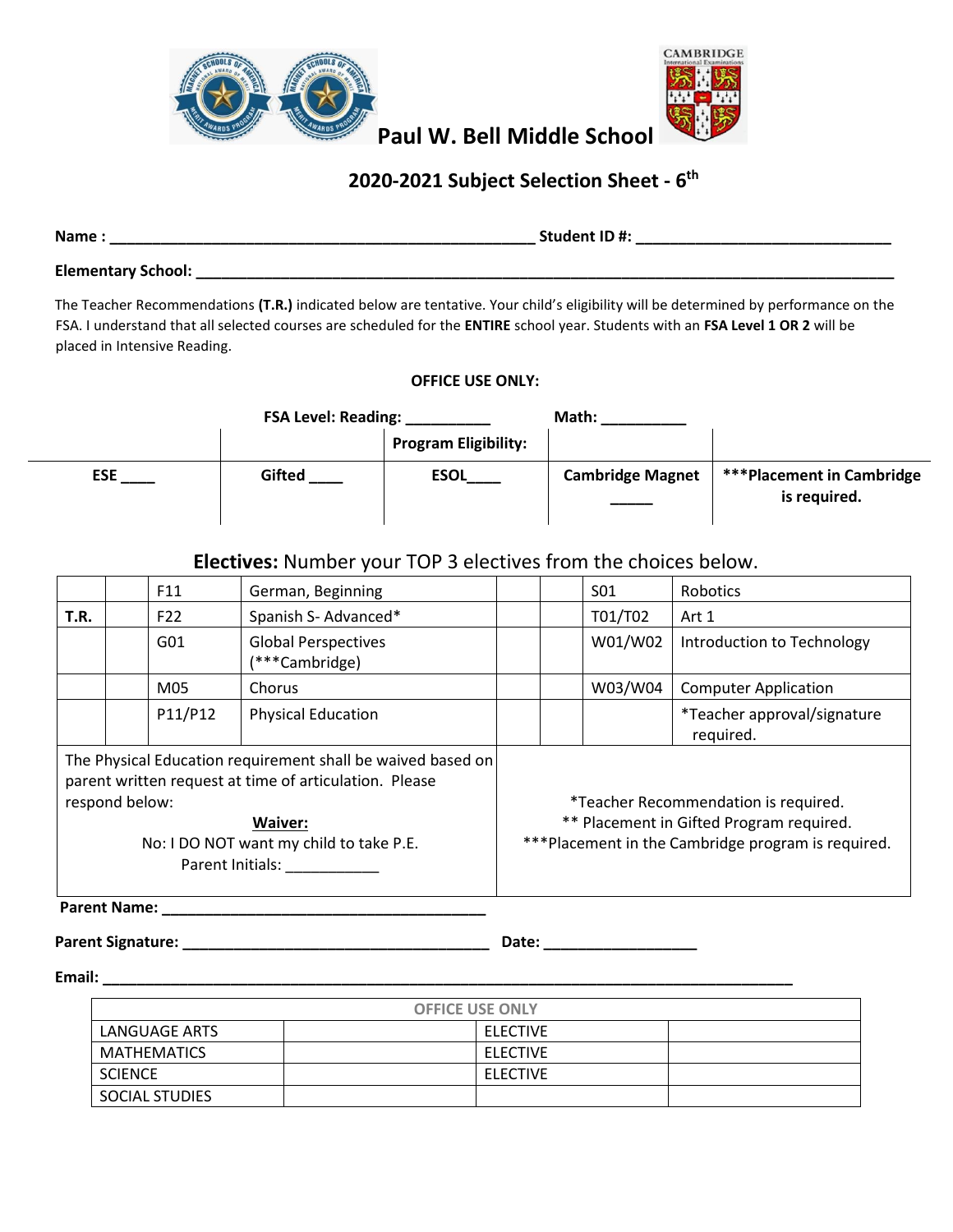# Paul W. Bell Middle School

## 2020-2021 Subject Selection Sheet - 6th

**Name : ____________________________________________________ Student ID #: _______________________________**

**Elementary School: ______________________________________________________________________________________**

The Teacher Recommendations **(T.R.)** indicated below are tentative. Your child's eligibility will be determined by performance on the FSA. I understand that all selected courses are scheduled for the **ENTIRE** school year. Students with an **FSA Level 1 OR 2** will be placed in Intensive Reading.

**OFFICE USE ONLY:**

**FSA Level: Reading: __________ Math: __________**

| | | | | |
|---|---|---|---|---|
| | | **Program Eligibility:** | | |
| **ESE ____** | **Gifted ____** | **ESOL____** | **Cambridge Magnet _____** | **\*\*\*Placement in Cambridge is required.** |

## **Electives:** Number your TOP 3 electives from the choices below.

| | | | | | | | |
|---|---|---|---|---|---|---|---|
| | | F11 | German, Beginning | | | S01 | Robotics |
| **T.R.** | | F22 | Spanish S- Advanced* | | | T01/T02 | Art 1 |
| | | G01 | Global Perspectives (***Cambridge) | | | W01/W02 | Introduction to Technology |
| | | M05 | Chorus | | | W03/W04 | Computer Application |
| | | P11/P12 | Physical Education | | | | *Teacher approval/signature required. |

The Physical Education requirement shall be waived based on parent written request at time of articulation. Please respond below:

**Waiver:**

No: I DO NOT want my child to take P.E.

Parent Initials: ___________

*Teacher Recommendation is required.
** Placement in Gifted Program required.
***Placement in the Cambridge program is required.

**Parent Name: ________________________________________**

**Parent Signature: _____________________________________ Date: __________________**

**Email: _________________________________________________________________________________________**

| OFFICE USE ONLY | | | |
|---|---|---|---|
| LANGUAGE ARTS | | ELECTIVE | |
| MATHEMATICS | | ELECTIVE | |
| SCIENCE | | ELECTIVE | |
| SOCIAL STUDIES | | | |